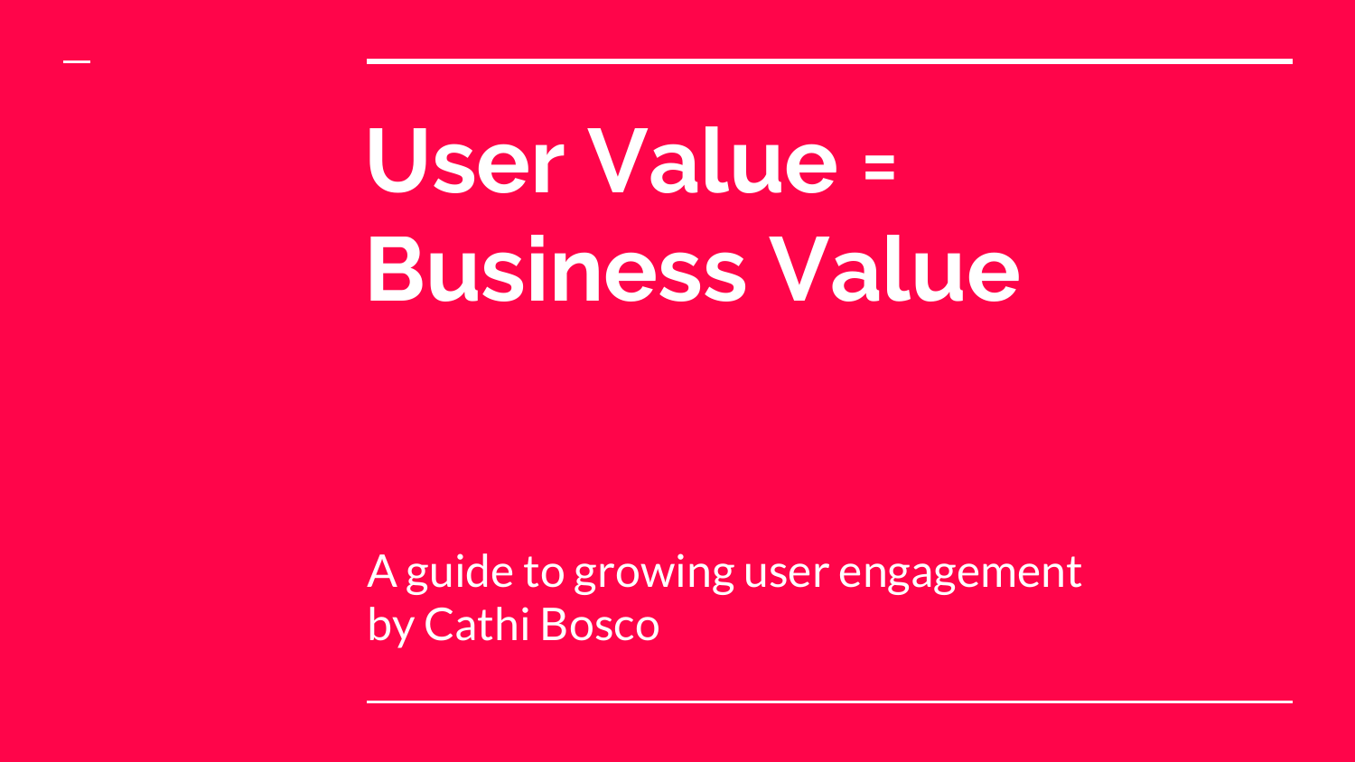# User Value = Business Value

A guide to growing user engagement
by Cathi Bosco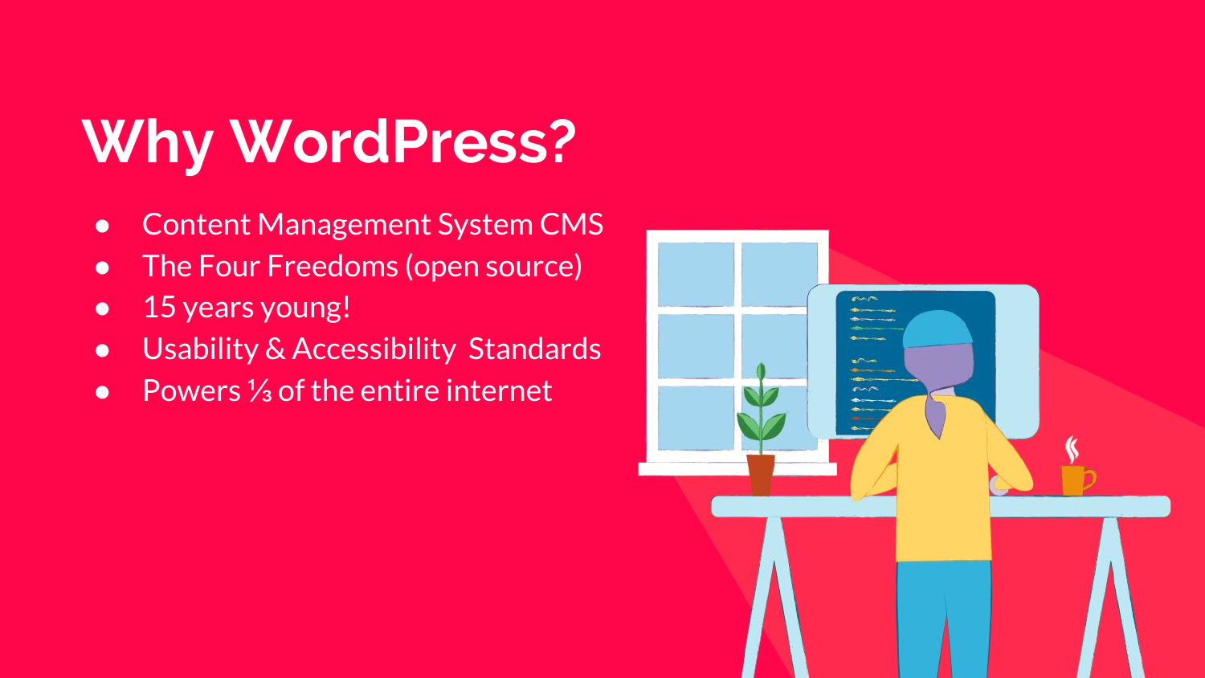# Why WordPress?

- Content Management System CMS
- The Four Freedoms (open source)
- 15 years young!
- Usability & Accessibility Standards
- Powers ⅓ of the entire internet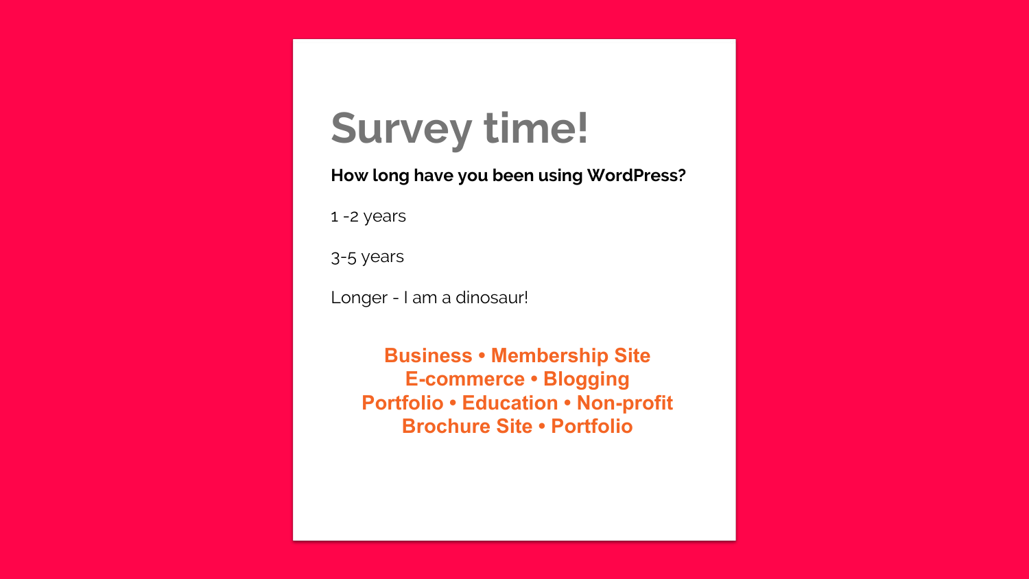# Survey time!

**How long have you been using WordPress?**

1 -2 years

3-5 years

Longer - I am a dinosaur!

**Business • Membership Site**
**E-commerce • Blogging**
**Portfolio • Education • Non-profit**
**Brochure Site • Portfolio**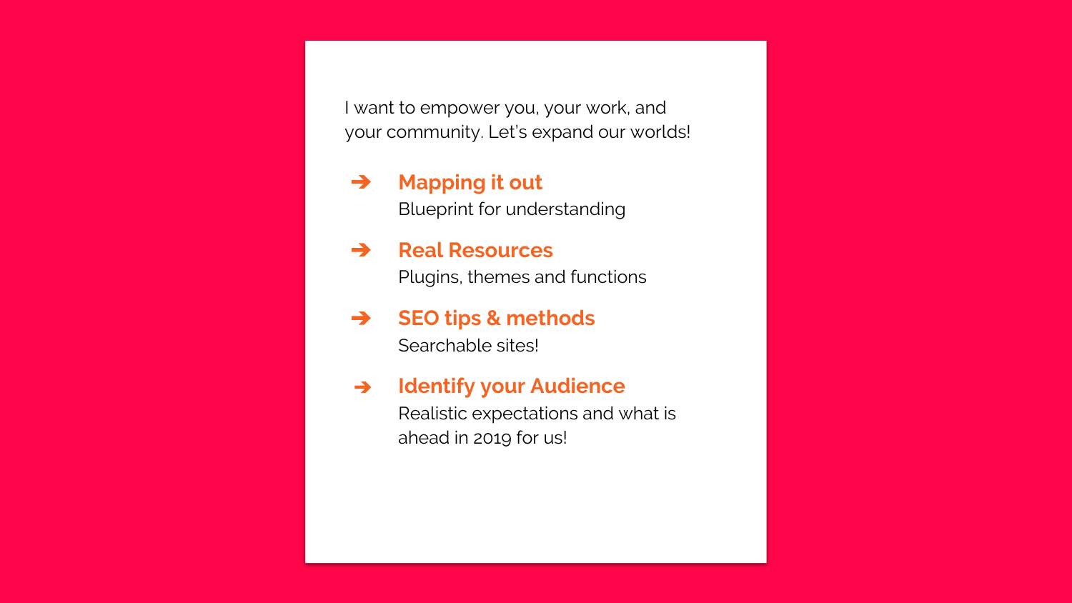I want to empower you, your work, and your community. Let's expand our worlds!

- **Mapping it out**
  Blueprint for understanding
- **Real Resources**
  Plugins, themes and functions
- **SEO tips & methods**
  Searchable sites!
- **Identify your Audience**
  Realistic expectations and what is ahead in 2019 for us!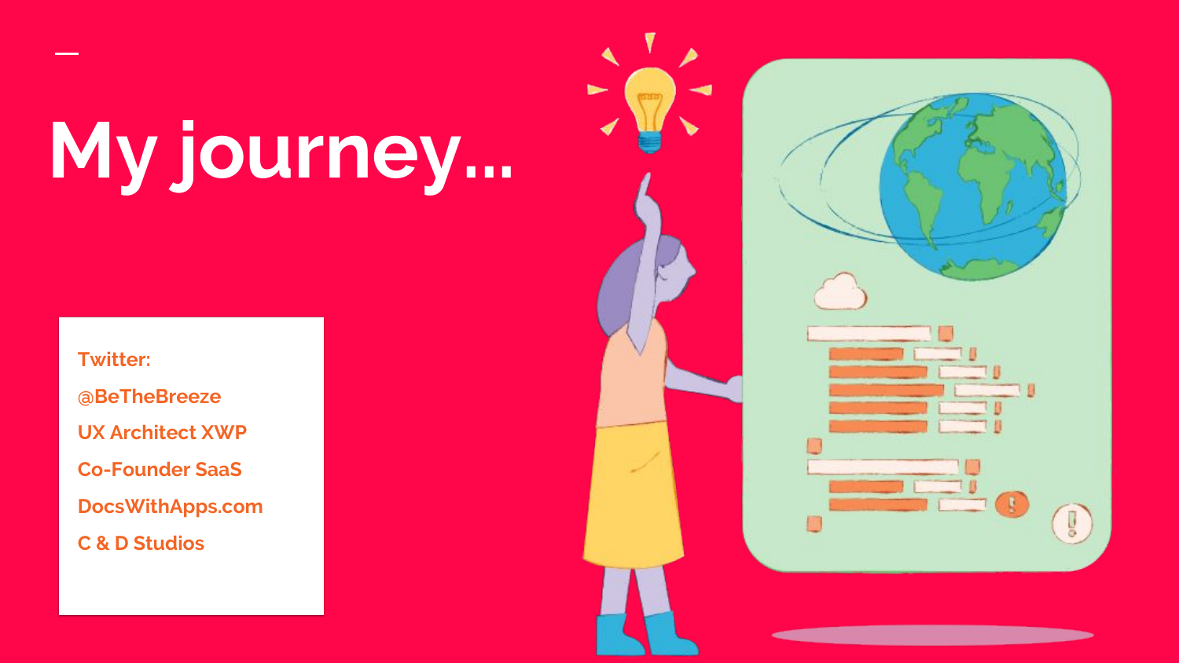# My journey...

Twitter:

@BeTheBreeze

UX Architect XWP

Co-Founder SaaS

DocsWithApps.com

C & D Studios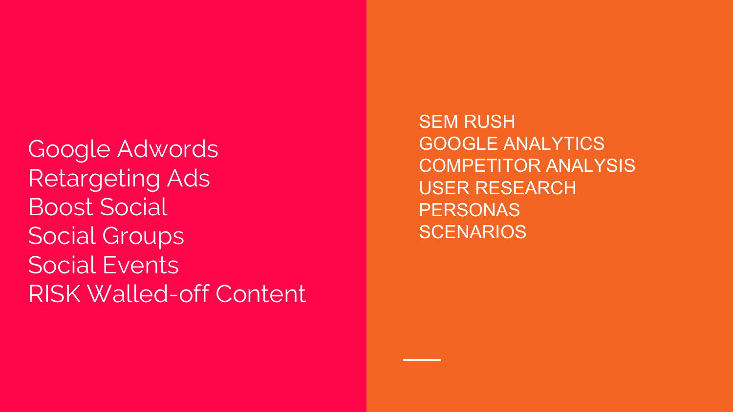Google Adwords
Retargeting Ads
Boost Social
Social Groups
Social Events
RISK Walled-off Content

SEM RUSH
GOOGLE ANALYTICS
COMPETITOR ANALYSIS
USER RESEARCH
PERSONAS
SCENARIOS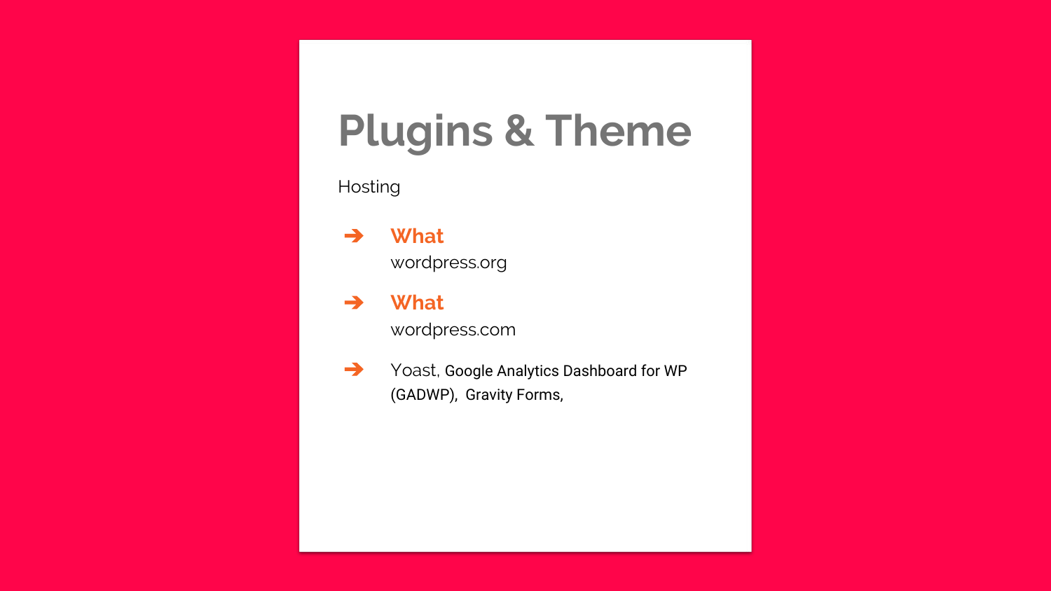# Plugins & Theme

Hosting

- **What**
  wordpress.org
- **What**
  wordpress.com
- Yoast, Google Analytics Dashboard for WP (GADWP), Gravity Forms,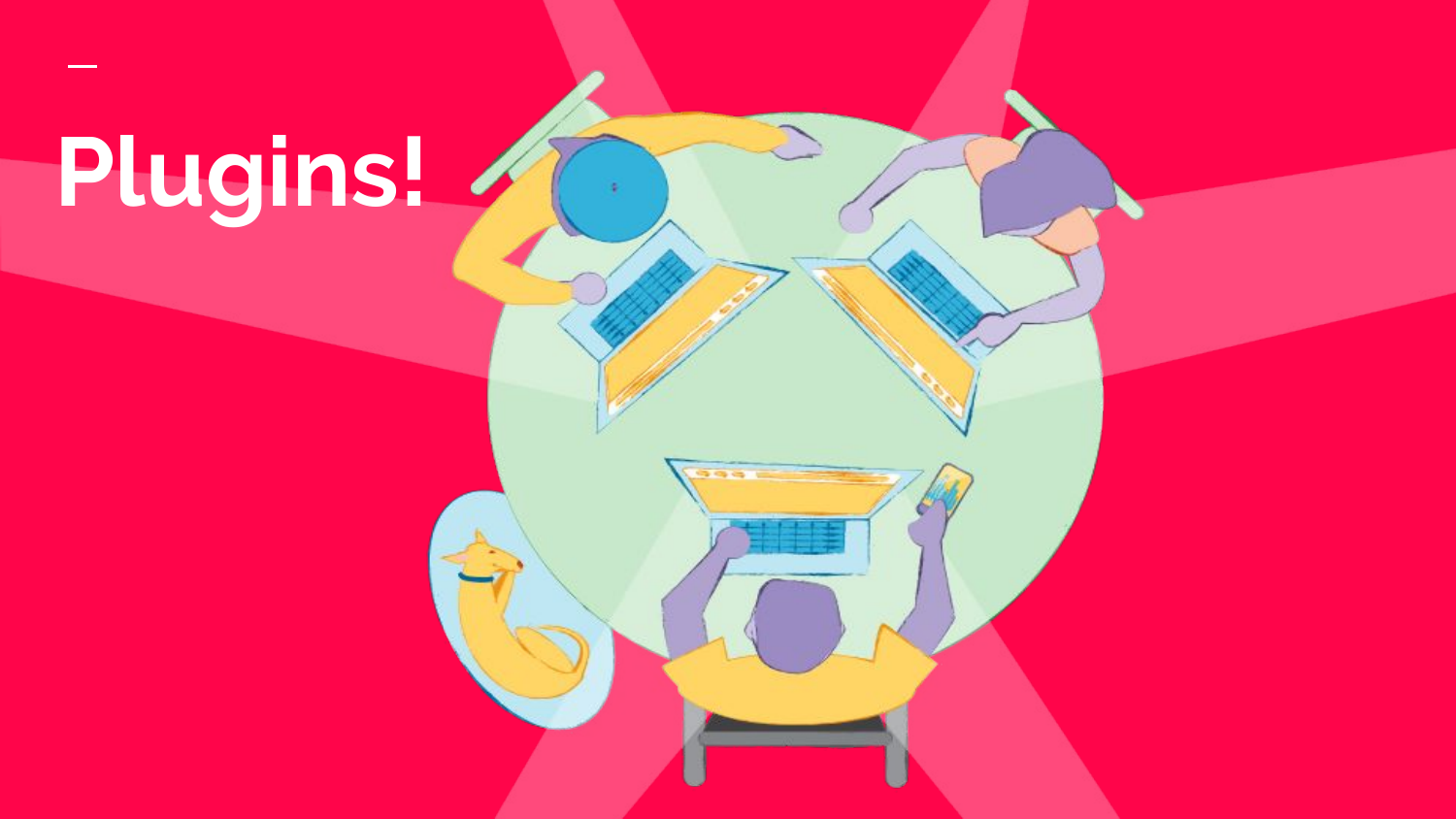# Plugins!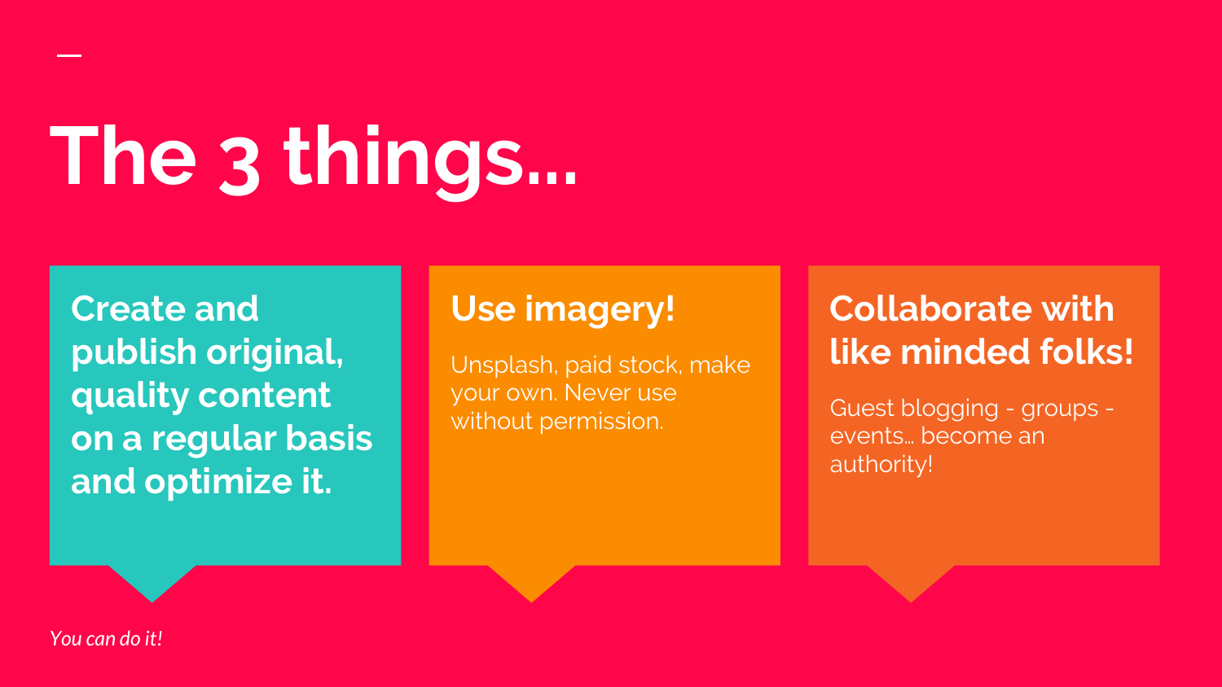# The 3 things...

### Create and publish original, quality content on a regular basis and optimize it.

### Use imagery!

Unsplash, paid stock, make your own. Never use without permission.

### Collaborate with like minded folks!

Guest blogging - groups - events... become an authority!

*You can do it!*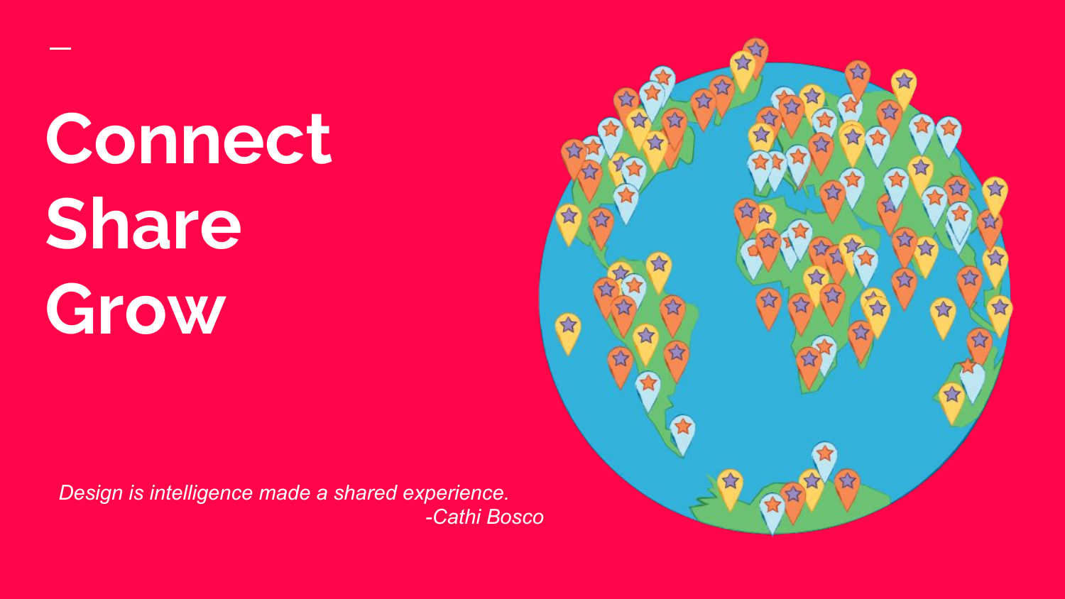# Connect
# Share
# Grow

*Design is intelligence made a shared experience.*
*-Cathi Bosco*